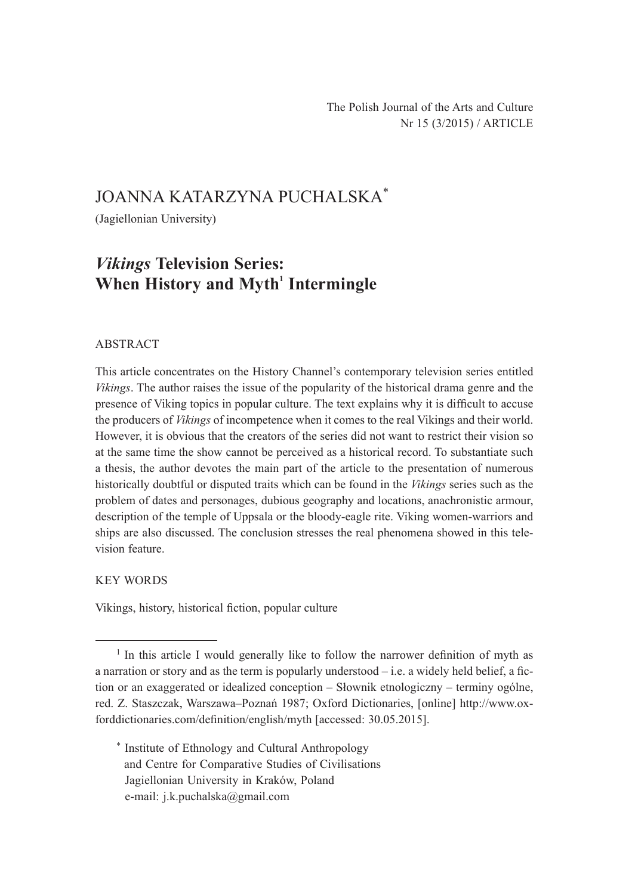The Polish Journal of the Arts and Culture
Nr 15 (3/2015) / ARTICLE

# JOANNA KATARZYNA PUCHALSKA*

(Jagiellonian University)

## *Vikings* Television Series: When History and Myth[1] Intermingle

### ABSTRACT

This article concentrates on the History Channel's contemporary television series entitled *Vikings*. The author raises the issue of the popularity of the historical drama genre and the presence of Viking topics in popular culture. The text explains why it is difficult to accuse the producers of *Vikings* of incompetence when it comes to the real Vikings and their world. However, it is obvious that the creators of the series did not want to restrict their vision so at the same time the show cannot be perceived as a historical record. To substantiate such a thesis, the author devotes the main part of the article to the presentation of numerous historically doubtful or disputed traits which can be found in the *Vikings* series such as the problem of dates and personages, dubious geography and locations, anachronistic armour, description of the temple of Uppsala or the bloody-eagle rite. Viking women-warriors and ships are also discussed. The conclusion stresses the real phenomena showed in this television feature.

### KEY WORDS

Vikings, history, historical fiction, popular culture

---

[1] In this article I would generally like to follow the narrower definition of myth as a narration or story and as the term is popularly understood – i.e. a widely held belief, a fiction or an exaggerated or idealized conception – Słownik etnologiczny – terminy ogólne, red. Z. Staszczak, Warszawa–Poznań 1987; Oxford Dictionaries, [online] http://www.oxforddictionaries.com/definition/english/myth [accessed: 30.05.2015].

\* Institute of Ethnology and Cultural Anthropology
and Centre for Comparative Studies of Civilisations
Jagiellonian University in Kraków, Poland
e-mail: j.k.puchalska@gmail.com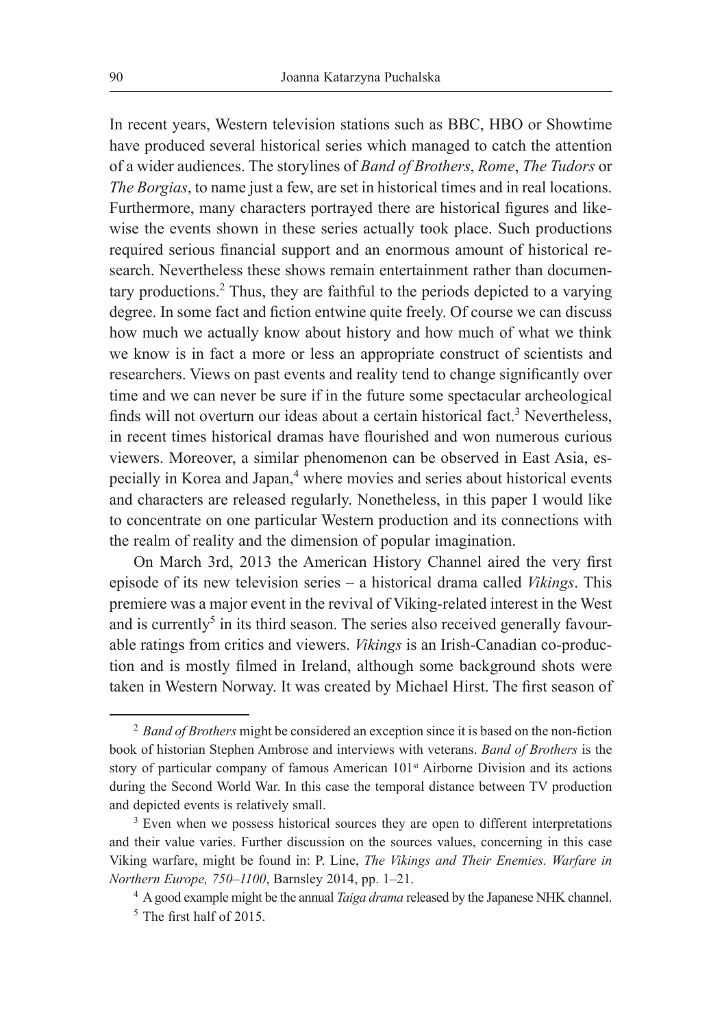In recent years, Western television stations such as BBC, HBO or Showtime have produced several historical series which managed to catch the attention of a wider audiences. The storylines of *Band of Brothers*, *Rome*, *The Tudors* or *The Borgias*, to name just a few, are set in historical times and in real locations. Furthermore, many characters portrayed there are historical figures and likewise the events shown in these series actually took place. Such productions required serious financial support and an enormous amount of historical research. Nevertheless these shows remain entertainment rather than documentary productions.[2] Thus, they are faithful to the periods depicted to a varying degree. In some fact and fiction entwine quite freely. Of course we can discuss how much we actually know about history and how much of what we think we know is in fact a more or less an appropriate construct of scientists and researchers. Views on past events and reality tend to change significantly over time and we can never be sure if in the future some spectacular archeological finds will not overturn our ideas about a certain historical fact.[3] Nevertheless, in recent times historical dramas have flourished and won numerous curious viewers. Moreover, a similar phenomenon can be observed in East Asia, especially in Korea and Japan,[4] where movies and series about historical events and characters are released regularly. Nonetheless, in this paper I would like to concentrate on one particular Western production and its connections with the realm of reality and the dimension of popular imagination.

On March 3rd, 2013 the American History Channel aired the very first episode of its new television series – a historical drama called *Vikings*. This premiere was a major event in the revival of Viking-related interest in the West and is currently[5] in its third season. The series also received generally favourable ratings from critics and viewers. *Vikings* is an Irish-Canadian co-production and is mostly filmed in Ireland, although some background shots were taken in Western Norway. It was created by Michael Hirst. The first season of

---

[2] *Band of Brothers* might be considered an exception since it is based on the non-fiction book of historian Stephen Ambrose and interviews with veterans. *Band of Brothers* is the story of particular company of famous American 101st Airborne Division and its actions during the Second World War. In this case the temporal distance between TV production and depicted events is relatively small.

[3] Even when we possess historical sources they are open to different interpretations and their value varies. Further discussion on the sources values, concerning in this case Viking warfare, might be found in: P. Line, *The Vikings and Their Enemies. Warfare in Northern Europe, 750–1100*, Barnsley 2014, pp. 1–21.

[4] A good example might be the annual *Taiga drama* released by the Japanese NHK channel.

[5] The first half of 2015.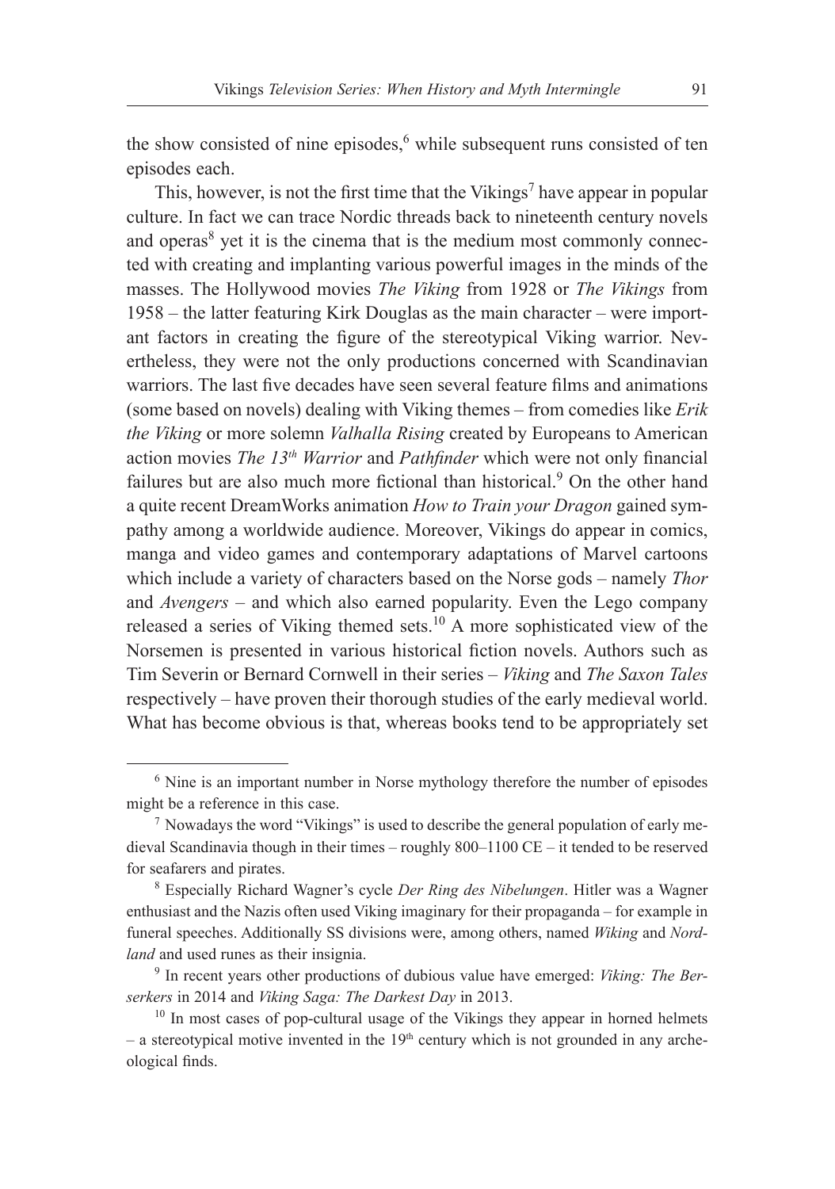the show consisted of nine episodes,[6] while subsequent runs consisted of ten episodes each.

This, however, is not the first time that the Vikings[7] have appear in popular culture. In fact we can trace Nordic threads back to nineteenth century novels and operas[8] yet it is the cinema that is the medium most commonly connected with creating and implanting various powerful images in the minds of the masses. The Hollywood movies *The Viking* from 1928 or *The Vikings* from 1958 – the latter featuring Kirk Douglas as the main character – were important factors in creating the figure of the stereotypical Viking warrior. Nevertheless, they were not the only productions concerned with Scandinavian warriors. The last five decades have seen several feature films and animations (some based on novels) dealing with Viking themes – from comedies like *Erik the Viking* or more solemn *Valhalla Rising* created by Europeans to American action movies *The 13th Warrior* and *Pathfinder* which were not only financial failures but are also much more fictional than historical.[9] On the other hand a quite recent DreamWorks animation *How to Train your Dragon* gained sympathy among a worldwide audience. Moreover, Vikings do appear in comics, manga and video games and contemporary adaptations of Marvel cartoons which include a variety of characters based on the Norse gods – namely *Thor* and *Avengers* – and which also earned popularity. Even the Lego company released a series of Viking themed sets.[10] A more sophisticated view of the Norsemen is presented in various historical fiction novels. Authors such as Tim Severin or Bernard Cornwell in their series – *Viking* and *The Saxon Tales* respectively – have proven their thorough studies of the early medieval world. What has become obvious is that, whereas books tend to be appropriately set

---

[6] Nine is an important number in Norse mythology therefore the number of episodes might be a reference in this case.

[7] Nowadays the word "Vikings" is used to describe the general population of early medieval Scandinavia though in their times – roughly 800–1100 CE – it tended to be reserved for seafarers and pirates.

[8] Especially Richard Wagner's cycle *Der Ring des Nibelungen*. Hitler was a Wagner enthusiast and the Nazis often used Viking imaginary for their propaganda – for example in funeral speeches. Additionally SS divisions were, among others, named *Wiking* and *Nordland* and used runes as their insignia.

[9] In recent years other productions of dubious value have emerged: *Viking: The Berserkers* in 2014 and *Viking Saga: The Darkest Day* in 2013.

[10] In most cases of pop-cultural usage of the Vikings they appear in horned helmets – a stereotypical motive invented in the 19th century which is not grounded in any archeological finds.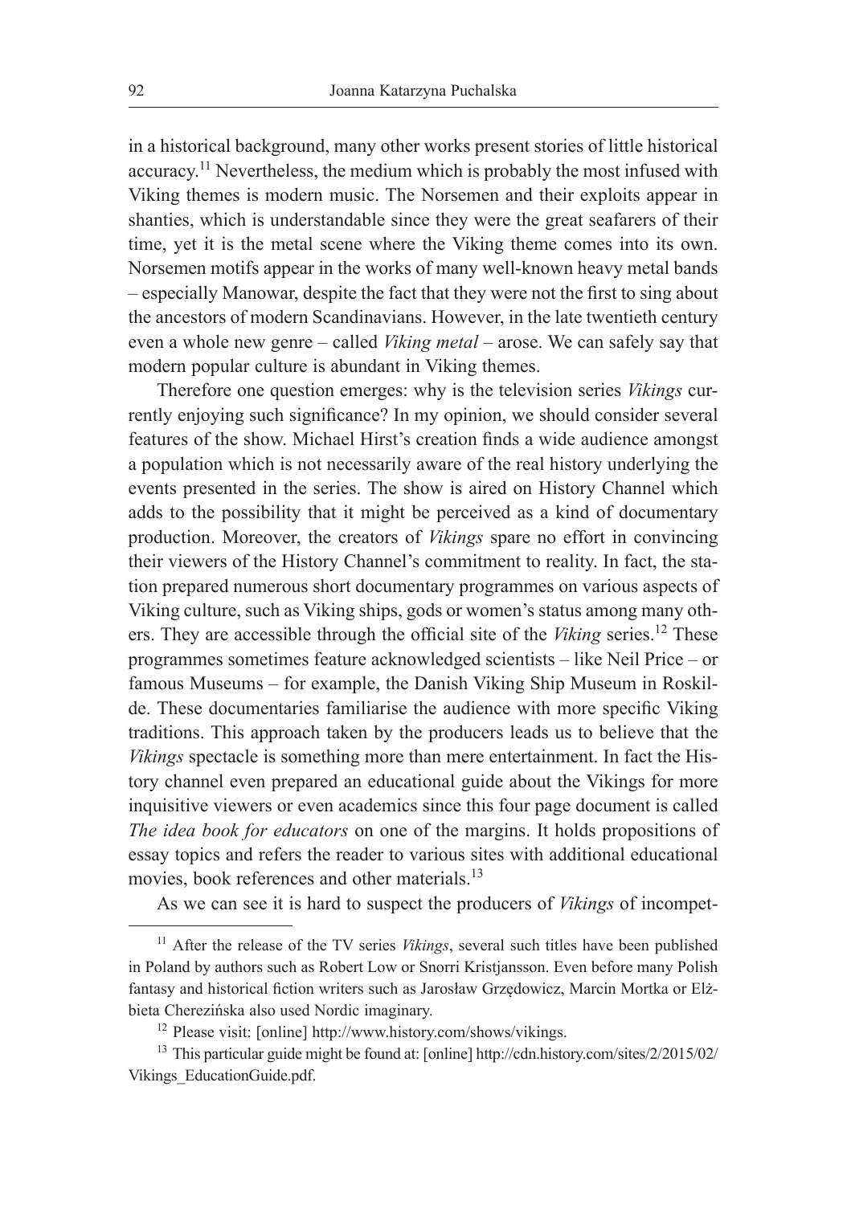in a historical background, many other works present stories of little historical accuracy.[11] Nevertheless, the medium which is probably the most infused with Viking themes is modern music. The Norsemen and their exploits appear in shanties, which is understandable since they were the great seafarers of their time, yet it is the metal scene where the Viking theme comes into its own. Norsemen motifs appear in the works of many well-known heavy metal bands – especially Manowar, despite the fact that they were not the first to sing about the ancestors of modern Scandinavians. However, in the late twentieth century even a whole new genre – called *Viking metal* – arose. We can safely say that modern popular culture is abundant in Viking themes.

Therefore one question emerges: why is the television series *Vikings* currently enjoying such significance? In my opinion, we should consider several features of the show. Michael Hirst's creation finds a wide audience amongst a population which is not necessarily aware of the real history underlying the events presented in the series. The show is aired on History Channel which adds to the possibility that it might be perceived as a kind of documentary production. Moreover, the creators of *Vikings* spare no effort in convincing their viewers of the History Channel's commitment to reality. In fact, the station prepared numerous short documentary programmes on various aspects of Viking culture, such as Viking ships, gods or women's status among many others. They are accessible through the official site of the *Viking* series.[12] These programmes sometimes feature acknowledged scientists – like Neil Price – or famous Museums – for example, the Danish Viking Ship Museum in Roskilde. These documentaries familiarise the audience with more specific Viking traditions. This approach taken by the producers leads us to believe that the *Vikings* spectacle is something more than mere entertainment. In fact the History channel even prepared an educational guide about the Vikings for more inquisitive viewers or even academics since this four page document is called *The idea book for educators* on one of the margins. It holds propositions of essay topics and refers the reader to various sites with additional educational movies, book references and other materials.[13]

As we can see it is hard to suspect the producers of *Vikings* of incompet-

---

[11] After the release of the TV series *Vikings*, several such titles have been published in Poland by authors such as Robert Low or Snorri Kristjansson. Even before many Polish fantasy and historical fiction writers such as Jarosław Grzędowicz, Marcin Mortka or Elżbieta Cherezińska also used Nordic imaginary.

[12] Please visit: [online] http://www.history.com/shows/vikings.

[13] This particular guide might be found at: [online] http://cdn.history.com/sites/2/2015/02/Vikings_EducationGuide.pdf.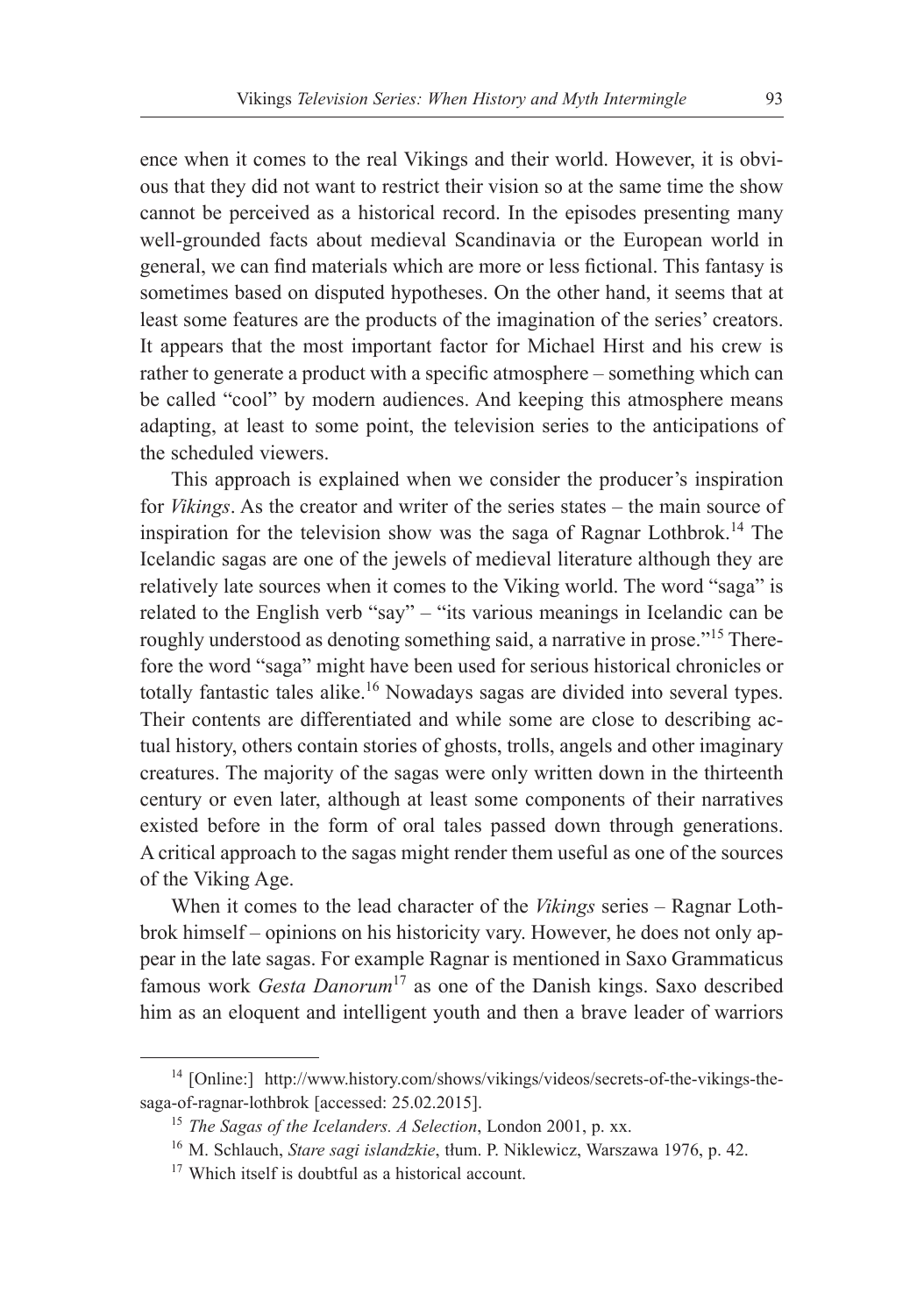ence when it comes to the real Vikings and their world. However, it is obvious that they did not want to restrict their vision so at the same time the show cannot be perceived as a historical record. In the episodes presenting many well-grounded facts about medieval Scandinavia or the European world in general, we can find materials which are more or less fictional. This fantasy is sometimes based on disputed hypotheses. On the other hand, it seems that at least some features are the products of the imagination of the series' creators. It appears that the most important factor for Michael Hirst and his crew is rather to generate a product with a specific atmosphere – something which can be called "cool" by modern audiences. And keeping this atmosphere means adapting, at least to some point, the television series to the anticipations of the scheduled viewers.

This approach is explained when we consider the producer's inspiration for *Vikings*. As the creator and writer of the series states – the main source of inspiration for the television show was the saga of Ragnar Lothbrok.[14] The Icelandic sagas are one of the jewels of medieval literature although they are relatively late sources when it comes to the Viking world. The word "saga" is related to the English verb "say" – "its various meanings in Icelandic can be roughly understood as denoting something said, a narrative in prose."[15] Therefore the word "saga" might have been used for serious historical chronicles or totally fantastic tales alike.[16] Nowadays sagas are divided into several types. Their contents are differentiated and while some are close to describing actual history, others contain stories of ghosts, trolls, angels and other imaginary creatures. The majority of the sagas were only written down in the thirteenth century or even later, although at least some components of their narratives existed before in the form of oral tales passed down through generations. A critical approach to the sagas might render them useful as one of the sources of the Viking Age.

When it comes to the lead character of the *Vikings* series – Ragnar Lothbrok himself – opinions on his historicity vary. However, he does not only appear in the late sagas. For example Ragnar is mentioned in Saxo Grammaticus famous work *Gesta Danorum*[17] as one of the Danish kings. Saxo described him as an eloquent and intelligent youth and then a brave leader of warriors

---

[14] [Online:] http://www.history.com/shows/vikings/videos/secrets-of-the-vikings-the-saga-of-ragnar-lothbrok [accessed: 25.02.2015].

[15] *The Sagas of the Icelanders. A Selection*, London 2001, p. xx.

[16] M. Schlauch, *Stare sagi islandzkie*, tłum. P. Niklewicz, Warszawa 1976, p. 42.

[17] Which itself is doubtful as a historical account.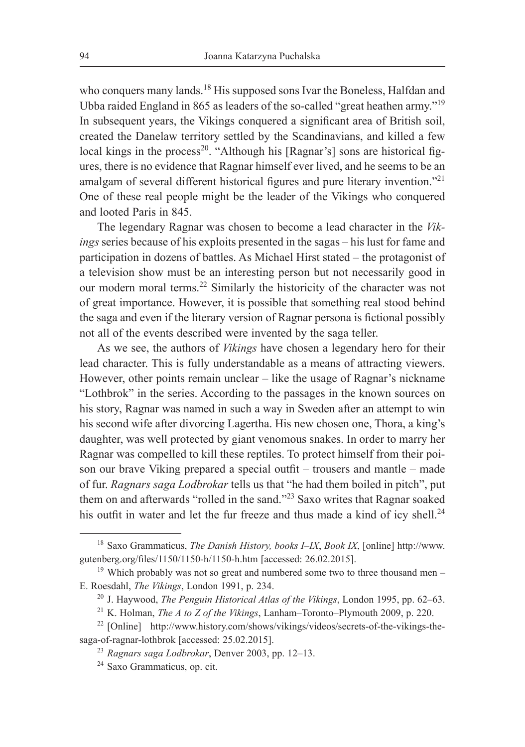who conquers many lands.[18] His supposed sons Ivar the Boneless, Halfdan and Ubba raided England in 865 as leaders of the so-called "great heathen army."[19] In subsequent years, the Vikings conquered a significant area of British soil, created the Danelaw territory settled by the Scandinavians, and killed a few local kings in the process[20]. "Although his [Ragnar's] sons are historical figures, there is no evidence that Ragnar himself ever lived, and he seems to be an amalgam of several different historical figures and pure literary invention."[21] One of these real people might be the leader of the Vikings who conquered and looted Paris in 845.

The legendary Ragnar was chosen to become a lead character in the *Vikings* series because of his exploits presented in the sagas – his lust for fame and participation in dozens of battles. As Michael Hirst stated – the protagonist of a television show must be an interesting person but not necessarily good in our modern moral terms.[22] Similarly the historicity of the character was not of great importance. However, it is possible that something real stood behind the saga and even if the literary version of Ragnar persona is fictional possibly not all of the events described were invented by the saga teller.

As we see, the authors of *Vikings* have chosen a legendary hero for their lead character. This is fully understandable as a means of attracting viewers. However, other points remain unclear – like the usage of Ragnar's nickname "Lothbrok" in the series. According to the passages in the known sources on his story, Ragnar was named in such a way in Sweden after an attempt to win his second wife after divorcing Lagertha. His new chosen one, Thora, a king's daughter, was well protected by giant venomous snakes. In order to marry her Ragnar was compelled to kill these reptiles. To protect himself from their poison our brave Viking prepared a special outfit – trousers and mantle – made of fur. *Ragnars saga Lodbrokar* tells us that "he had them boiled in pitch", put them on and afterwards "rolled in the sand."[23] Saxo writes that Ragnar soaked his outfit in water and let the fur freeze and thus made a kind of icy shell.[24]

---

[18] Saxo Grammaticus, *The Danish History, books I–IX*, *Book IX*, [online] http://www.gutenberg.org/files/1150/1150-h/1150-h.htm [accessed: 26.02.2015].

[19] Which probably was not so great and numbered some two to three thousand men – E. Roesdahl, *The Vikings*, London 1991, p. 234.

[20] J. Haywood, *The Penguin Historical Atlas of the Vikings*, London 1995, pp. 62–63.

[21] K. Holman, *The A to Z of the Vikings*, Lanham–Toronto–Plymouth 2009, p. 220.

[22] [Online] http://www.history.com/shows/vikings/videos/secrets-of-the-vikings-the-saga-of-ragnar-lothbrok [accessed: 25.02.2015].

[23] *Ragnars saga Lodbrokar*, Denver 2003, pp. 12–13.

[24] Saxo Grammaticus, op. cit.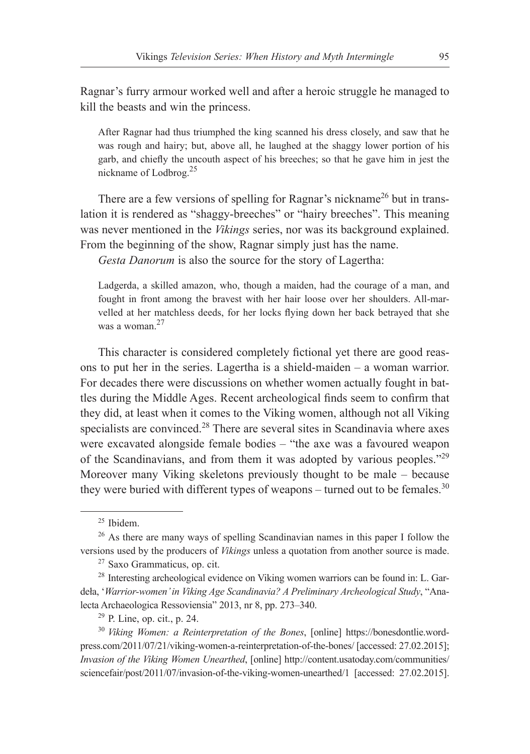Ragnar's furry armour worked well and after a heroic struggle he managed to kill the beasts and win the princess.

> After Ragnar had thus triumphed the king scanned his dress closely, and saw that he was rough and hairy; but, above all, he laughed at the shaggy lower portion of his garb, and chiefly the uncouth aspect of his breeches; so that he gave him in jest the nickname of Lodbrog.[25]

There are a few versions of spelling for Ragnar's nickname[26] but in translation it is rendered as "shaggy-breeches" or "hairy breeches". This meaning was never mentioned in the *Vikings* series, nor was its background explained. From the beginning of the show, Ragnar simply just has the name.

*Gesta Danorum* is also the source for the story of Lagertha:

> Ladgerda, a skilled amazon, who, though a maiden, had the courage of a man, and fought in front among the bravest with her hair loose over her shoulders. All-marvelled at her matchless deeds, for her locks flying down her back betrayed that she was a woman.[27]

This character is considered completely fictional yet there are good reasons to put her in the series. Lagertha is a shield-maiden – a woman warrior. For decades there were discussions on whether women actually fought in battles during the Middle Ages. Recent archeological finds seem to confirm that they did, at least when it comes to the Viking women, although not all Viking specialists are convinced.[28] There are several sites in Scandinavia where axes were excavated alongside female bodies – "the axe was a favoured weapon of the Scandinavians, and from them it was adopted by various peoples."[29] Moreover many Viking skeletons previously thought to be male – because they were buried with different types of weapons – turned out to be females.[30]

---

[25] Ibidem.

[26] As there are many ways of spelling Scandinavian names in this paper I follow the versions used by the producers of *Vikings* unless a quotation from another source is made.

[27] Saxo Grammaticus, op. cit.

[28] Interesting archeological evidence on Viking women warriors can be found in: L. Gardeła, '*Warrior-women' in Viking Age Scandinavia? A Preliminary Archeological Study*, "Analecta Archaeologica Ressoviensia" 2013, nr 8, pp. 273–340.

[29] P. Line, op. cit., p. 24.

[30] *Viking Women: a Reinterpretation of the Bones*, [online] https://bonesdontlie.wordpress.com/2011/07/21/viking-women-a-reinterpretation-of-the-bones/ [accessed: 27.02.2015]; *Invasion of the Viking Women Unearthed*, [online] http://content.usatoday.com/communities/sciencefair/post/2011/07/invasion-of-the-viking-women-unearthed/1 [accessed: 27.02.2015].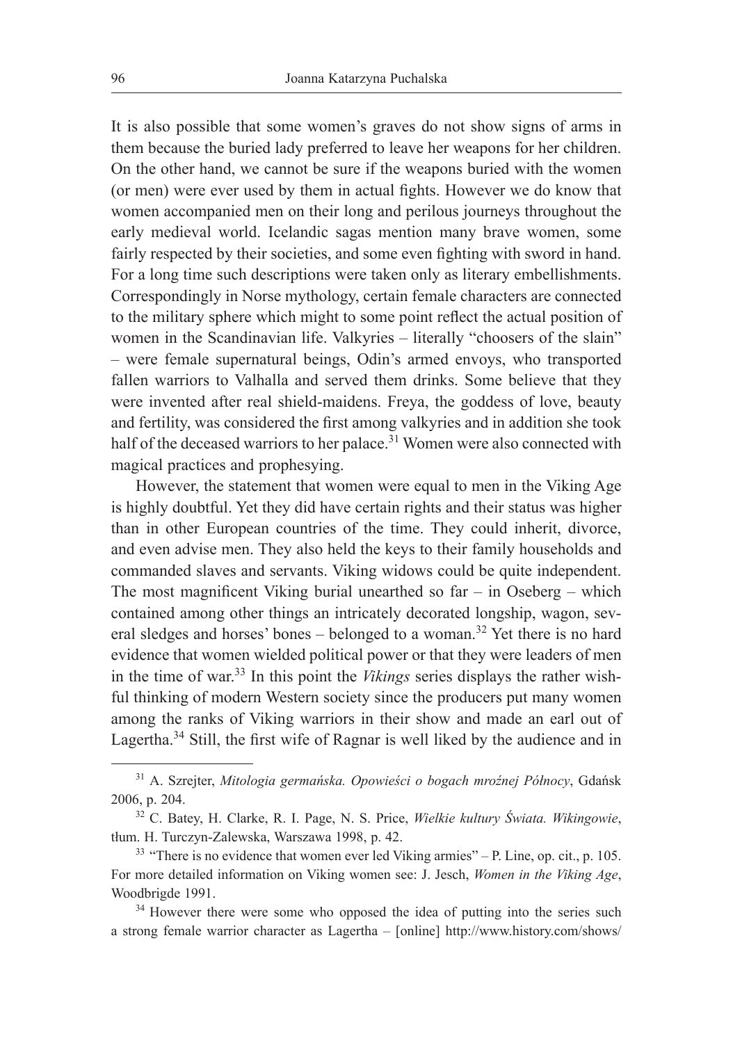It is also possible that some women's graves do not show signs of arms in them because the buried lady preferred to leave her weapons for her children. On the other hand, we cannot be sure if the weapons buried with the women (or men) were ever used by them in actual fights. However we do know that women accompanied men on their long and perilous journeys throughout the early medieval world. Icelandic sagas mention many brave women, some fairly respected by their societies, and some even fighting with sword in hand. For a long time such descriptions were taken only as literary embellishments. Correspondingly in Norse mythology, certain female characters are connected to the military sphere which might to some point reflect the actual position of women in the Scandinavian life. Valkyries – literally "choosers of the slain" – were female supernatural beings, Odin's armed envoys, who transported fallen warriors to Valhalla and served them drinks. Some believe that they were invented after real shield-maidens. Freya, the goddess of love, beauty and fertility, was considered the first among valkyries and in addition she took half of the deceased warriors to her palace.[31] Women were also connected with magical practices and prophesying.

However, the statement that women were equal to men in the Viking Age is highly doubtful. Yet they did have certain rights and their status was higher than in other European countries of the time. They could inherit, divorce, and even advise men. They also held the keys to their family households and commanded slaves and servants. Viking widows could be quite independent. The most magnificent Viking burial unearthed so far – in Oseberg – which contained among other things an intricately decorated longship, wagon, several sledges and horses' bones – belonged to a woman.[32] Yet there is no hard evidence that women wielded political power or that they were leaders of men in the time of war.[33] In this point the *Vikings* series displays the rather wishful thinking of modern Western society since the producers put many women among the ranks of Viking warriors in their show and made an earl out of Lagertha.[34] Still, the first wife of Ragnar is well liked by the audience and in

---

[31] A. Szrejter, *Mitologia germańska. Opowieści o bogach mroźnej Północy*, Gdańsk 2006, p. 204.

[32] C. Batey, H. Clarke, R. I. Page, N. S. Price, *Wielkie kultury Świata. Wikingowie*, tłum. H. Turczyn-Zalewska, Warszawa 1998, p. 42.

[33] "There is no evidence that women ever led Viking armies" – P. Line, op. cit., p. 105. For more detailed information on Viking women see: J. Jesch, *Women in the Viking Age*, Woodbrigde 1991.

[34] However there were some who opposed the idea of putting into the series such a strong female warrior character as Lagertha – [online] http://www.history.com/shows/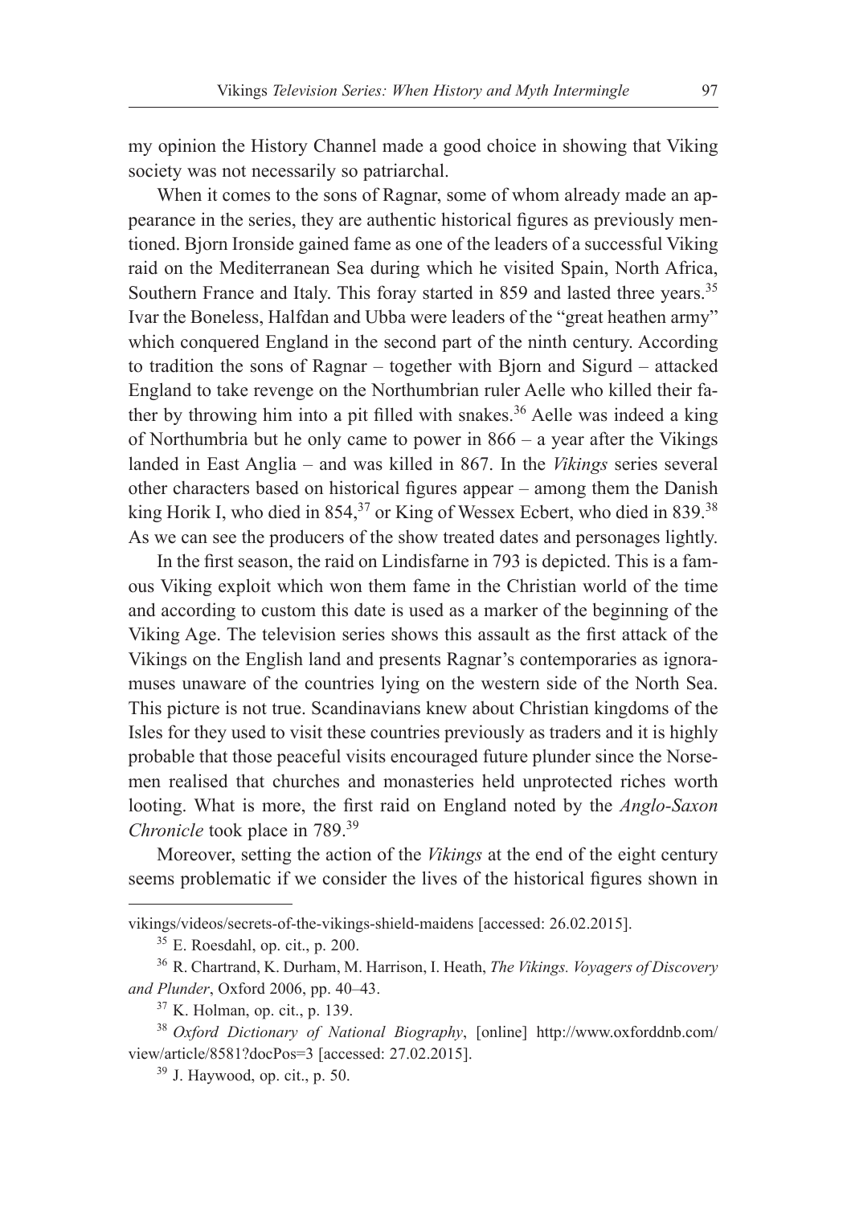my opinion the History Channel made a good choice in showing that Viking society was not necessarily so patriarchal.

When it comes to the sons of Ragnar, some of whom already made an appearance in the series, they are authentic historical figures as previously mentioned. Bjorn Ironside gained fame as one of the leaders of a successful Viking raid on the Mediterranean Sea during which he visited Spain, North Africa, Southern France and Italy. This foray started in 859 and lasted three years.[35] Ivar the Boneless, Halfdan and Ubba were leaders of the "great heathen army" which conquered England in the second part of the ninth century. According to tradition the sons of Ragnar – together with Bjorn and Sigurd – attacked England to take revenge on the Northumbrian ruler Aelle who killed their father by throwing him into a pit filled with snakes.[36] Aelle was indeed a king of Northumbria but he only came to power in 866 – a year after the Vikings landed in East Anglia – and was killed in 867. In the *Vikings* series several other characters based on historical figures appear – among them the Danish king Horik I, who died in 854,[37] or King of Wessex Ecbert, who died in 839.[38] As we can see the producers of the show treated dates and personages lightly.

In the first season, the raid on Lindisfarne in 793 is depicted. This is a famous Viking exploit which won them fame in the Christian world of the time and according to custom this date is used as a marker of the beginning of the Viking Age. The television series shows this assault as the first attack of the Vikings on the English land and presents Ragnar's contemporaries as ignoramuses unaware of the countries lying on the western side of the North Sea. This picture is not true. Scandinavians knew about Christian kingdoms of the Isles for they used to visit these countries previously as traders and it is highly probable that those peaceful visits encouraged future plunder since the Norsemen realised that churches and monasteries held unprotected riches worth looting. What is more, the first raid on England noted by the *Anglo-Saxon Chronicle* took place in 789.[39]

Moreover, setting the action of the *Vikings* at the end of the eight century seems problematic if we consider the lives of the historical figures shown in

---

vikings/videos/secrets-of-the-vikings-shield-maidens [accessed: 26.02.2015].

[35] E. Roesdahl, op. cit., p. 200.

[36] R. Chartrand, K. Durham, M. Harrison, I. Heath, *The Vikings. Voyagers of Discovery and Plunder*, Oxford 2006, pp. 40–43.

[37] K. Holman, op. cit., p. 139.

[38] *Oxford Dictionary of National Biography*, [online] http://www.oxforddnb.com/view/article/8581?docPos=3 [accessed: 27.02.2015].

[39] J. Haywood, op. cit., p. 50.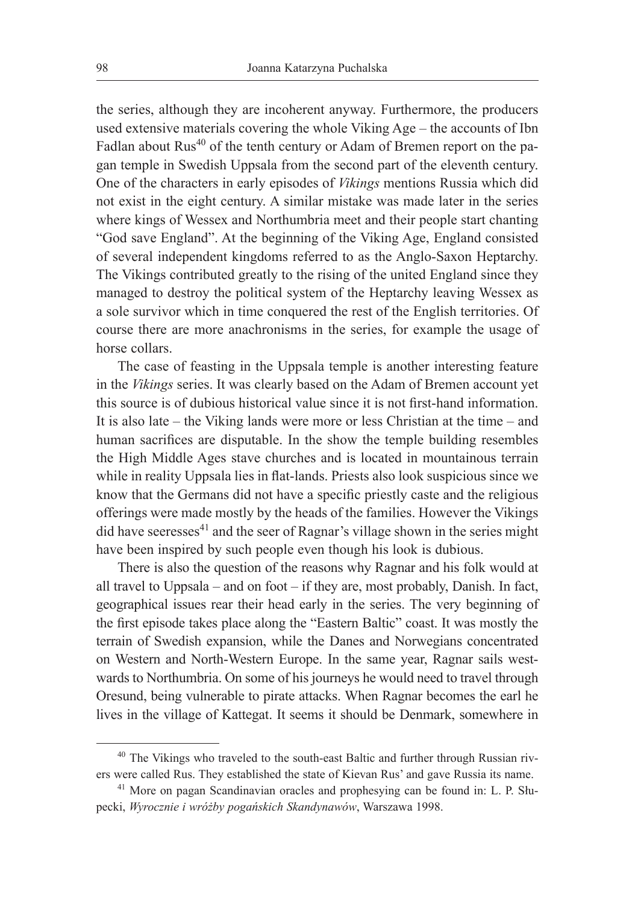the series, although they are incoherent anyway. Furthermore, the producers used extensive materials covering the whole Viking Age – the accounts of Ibn Fadlan about Rus[40] of the tenth century or Adam of Bremen report on the pagan temple in Swedish Uppsala from the second part of the eleventh century. One of the characters in early episodes of *Vikings* mentions Russia which did not exist in the eight century. A similar mistake was made later in the series where kings of Wessex and Northumbria meet and their people start chanting "God save England". At the beginning of the Viking Age, England consisted of several independent kingdoms referred to as the Anglo-Saxon Heptarchy. The Vikings contributed greatly to the rising of the united England since they managed to destroy the political system of the Heptarchy leaving Wessex as a sole survivor which in time conquered the rest of the English territories. Of course there are more anachronisms in the series, for example the usage of horse collars.

The case of feasting in the Uppsala temple is another interesting feature in the *Vikings* series. It was clearly based on the Adam of Bremen account yet this source is of dubious historical value since it is not first-hand information. It is also late – the Viking lands were more or less Christian at the time – and human sacrifices are disputable. In the show the temple building resembles the High Middle Ages stave churches and is located in mountainous terrain while in reality Uppsala lies in flat-lands. Priests also look suspicious since we know that the Germans did not have a specific priestly caste and the religious offerings were made mostly by the heads of the families. However the Vikings did have seeresses[41] and the seer of Ragnar's village shown in the series might have been inspired by such people even though his look is dubious.

There is also the question of the reasons why Ragnar and his folk would at all travel to Uppsala – and on foot – if they are, most probably, Danish. In fact, geographical issues rear their head early in the series. The very beginning of the first episode takes place along the "Eastern Baltic" coast. It was mostly the terrain of Swedish expansion, while the Danes and Norwegians concentrated on Western and North-Western Europe. In the same year, Ragnar sails westwards to Northumbria. On some of his journeys he would need to travel through Oresund, being vulnerable to pirate attacks. When Ragnar becomes the earl he lives in the village of Kattegat. It seems it should be Denmark, somewhere in

---

[40] The Vikings who traveled to the south-east Baltic and further through Russian rivers were called Rus. They established the state of Kievan Rus' and gave Russia its name.

[41] More on pagan Scandinavian oracles and prophesying can be found in: L. P. Słupecki, *Wyrocznie i wróżby pogańskich Skandynawów*, Warszawa 1998.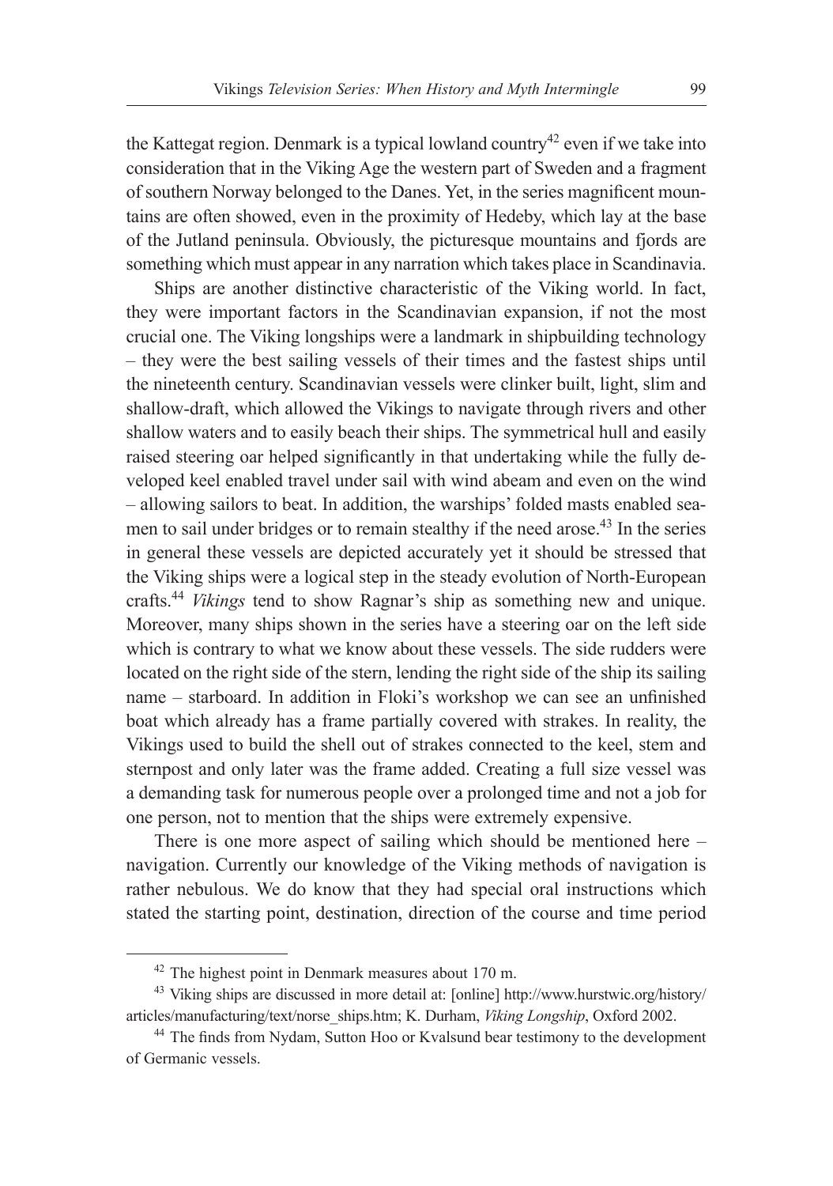the Kattegat region. Denmark is a typical lowland country[42] even if we take into consideration that in the Viking Age the western part of Sweden and a fragment of southern Norway belonged to the Danes. Yet, in the series magnificent mountains are often showed, even in the proximity of Hedeby, which lay at the base of the Jutland peninsula. Obviously, the picturesque mountains and fjords are something which must appear in any narration which takes place in Scandinavia.

Ships are another distinctive characteristic of the Viking world. In fact, they were important factors in the Scandinavian expansion, if not the most crucial one. The Viking longships were a landmark in shipbuilding technology – they were the best sailing vessels of their times and the fastest ships until the nineteenth century. Scandinavian vessels were clinker built, light, slim and shallow-draft, which allowed the Vikings to navigate through rivers and other shallow waters and to easily beach their ships. The symmetrical hull and easily raised steering oar helped significantly in that undertaking while the fully developed keel enabled travel under sail with wind abeam and even on the wind – allowing sailors to beat. In addition, the warships' folded masts enabled seamen to sail under bridges or to remain stealthy if the need arose.[43] In the series in general these vessels are depicted accurately yet it should be stressed that the Viking ships were a logical step in the steady evolution of North-European crafts.[44] *Vikings* tend to show Ragnar's ship as something new and unique. Moreover, many ships shown in the series have a steering oar on the left side which is contrary to what we know about these vessels. The side rudders were located on the right side of the stern, lending the right side of the ship its sailing name – starboard. In addition in Floki's workshop we can see an unfinished boat which already has a frame partially covered with strakes. In reality, the Vikings used to build the shell out of strakes connected to the keel, stem and sternpost and only later was the frame added. Creating a full size vessel was a demanding task for numerous people over a prolonged time and not a job for one person, not to mention that the ships were extremely expensive.

There is one more aspect of sailing which should be mentioned here – navigation. Currently our knowledge of the Viking methods of navigation is rather nebulous. We do know that they had special oral instructions which stated the starting point, destination, direction of the course and time period

---

[42] The highest point in Denmark measures about 170 m.

[43] Viking ships are discussed in more detail at: [online] http://www.hurstwic.org/history/articles/manufacturing/text/norse_ships.htm; K. Durham, *Viking Longship*, Oxford 2002.

[44] The finds from Nydam, Sutton Hoo or Kvalsund bear testimony to the development of Germanic vessels.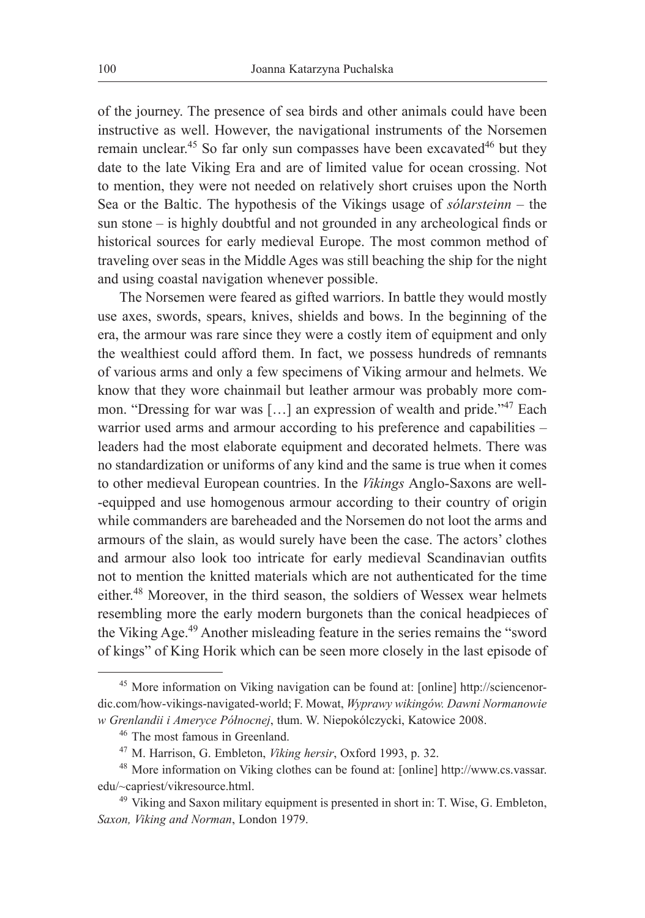of the journey. The presence of sea birds and other animals could have been instructive as well. However, the navigational instruments of the Norsemen remain unclear.[45] So far only sun compasses have been excavated[46] but they date to the late Viking Era and are of limited value for ocean crossing. Not to mention, they were not needed on relatively short cruises upon the North Sea or the Baltic. The hypothesis of the Vikings usage of *sólarsteinn* – the sun stone – is highly doubtful and not grounded in any archeological finds or historical sources for early medieval Europe. The most common method of traveling over seas in the Middle Ages was still beaching the ship for the night and using coastal navigation whenever possible.

The Norsemen were feared as gifted warriors. In battle they would mostly use axes, swords, spears, knives, shields and bows. In the beginning of the era, the armour was rare since they were a costly item of equipment and only the wealthiest could afford them. In fact, we possess hundreds of remnants of various arms and only a few specimens of Viking armour and helmets. We know that they wore chainmail but leather armour was probably more common. "Dressing for war was […] an expression of wealth and pride."[47] Each warrior used arms and armour according to his preference and capabilities – leaders had the most elaborate equipment and decorated helmets. There was no standardization or uniforms of any kind and the same is true when it comes to other medieval European countries. In the *Vikings* Anglo-Saxons are well-equipped and use homogenous armour according to their country of origin while commanders are bareheaded and the Norsemen do not loot the arms and armours of the slain, as would surely have been the case. The actors' clothes and armour also look too intricate for early medieval Scandinavian outfits not to mention the knitted materials which are not authenticated for the time either.[48] Moreover, in the third season, the soldiers of Wessex wear helmets resembling more the early modern burgonets than the conical headpieces of the Viking Age.[49] Another misleading feature in the series remains the "sword of kings" of King Horik which can be seen more closely in the last episode of

---

[45] More information on Viking navigation can be found at: [online] http://sciencenordic.com/how-vikings-navigated-world; F. Mowat, *Wyprawy wikingów. Dawni Normanowie w Grenlandii i Ameryce Północnej*, tłum. W. Niepokólczycki, Katowice 2008.

[46] The most famous in Greenland.

[47] M. Harrison, G. Embleton, *Viking hersir*, Oxford 1993, p. 32.

[48] More information on Viking clothes can be found at: [online] http://www.cs.vassar.edu/~capriest/vikresource.html.

[49] Viking and Saxon military equipment is presented in short in: T. Wise, G. Embleton, *Saxon, Viking and Norman*, London 1979.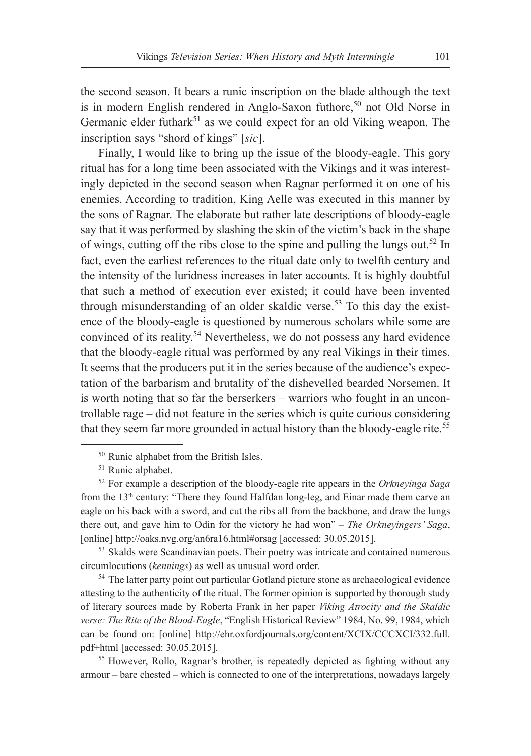the second season. It bears a runic inscription on the blade although the text is in modern English rendered in Anglo-Saxon futhorc,[50] not Old Norse in Germanic elder futhark[51] as we could expect for an old Viking weapon. The inscription says "shord of kings" [*sic*].

Finally, I would like to bring up the issue of the bloody-eagle. This gory ritual has for a long time been associated with the Vikings and it was interestingly depicted in the second season when Ragnar performed it on one of his enemies. According to tradition, King Aelle was executed in this manner by the sons of Ragnar. The elaborate but rather late descriptions of bloody-eagle say that it was performed by slashing the skin of the victim's back in the shape of wings, cutting off the ribs close to the spine and pulling the lungs out.[52] In fact, even the earliest references to the ritual date only to twelfth century and the intensity of the luridness increases in later accounts. It is highly doubtful that such a method of execution ever existed; it could have been invented through misunderstanding of an older skaldic verse.[53] To this day the existence of the bloody-eagle is questioned by numerous scholars while some are convinced of its reality.[54] Nevertheless, we do not possess any hard evidence that the bloody-eagle ritual was performed by any real Vikings in their times. It seems that the producers put it in the series because of the audience's expectation of the barbarism and brutality of the dishevelled bearded Norsemen. It is worth noting that so far the berserkers – warriors who fought in an uncontrollable rage – did not feature in the series which is quite curious considering that they seem far more grounded in actual history than the bloody-eagle rite.[55]

---

[50] Runic alphabet from the British Isles.

[51] Runic alphabet.

[52] For example a description of the bloody-eagle rite appears in the *Orkneyinga Saga* from the 13th century: "There they found Halfdan long-leg, and Einar made them carve an eagle on his back with a sword, and cut the ribs all from the backbone, and draw the lungs there out, and gave him to Odin for the victory he had won" – *The Orkneyingers' Saga*, [online] http://oaks.nvg.org/an6ra16.html#orsag [accessed: 30.05.2015].

[53] Skalds were Scandinavian poets. Their poetry was intricate and contained numerous circumlocutions (*kennings*) as well as unusual word order.

[54] The latter party point out particular Gotland picture stone as archaeological evidence attesting to the authenticity of the ritual. The former opinion is supported by thorough study of literary sources made by Roberta Frank in her paper *Viking Atrocity and the Skaldic verse: The Rite of the Blood-Eagle*, "English Historical Review" 1984, No. 99, 1984, which can be found on: [online] http://ehr.oxfordjournals.org/content/XCIX/CCCXCI/332.full.pdf+html [accessed: 30.05.2015].

[55] However, Rollo, Ragnar's brother, is repeatedly depicted as fighting without any armour – bare chested – which is connected to one of the interpretations, nowadays largely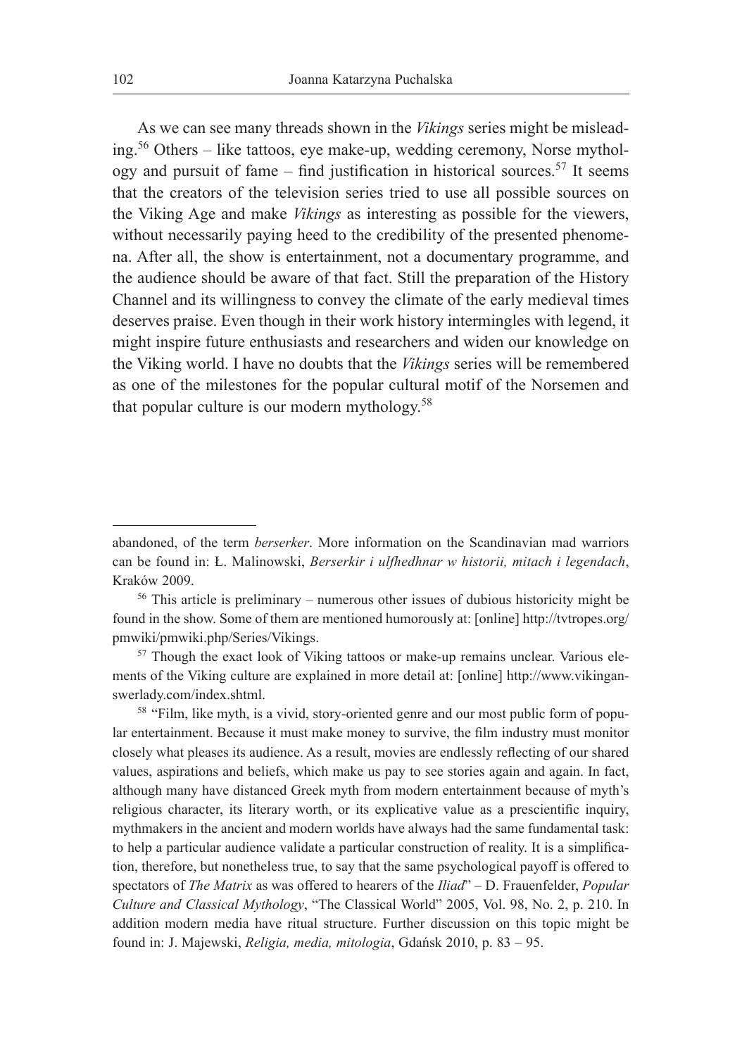As we can see many threads shown in the *Vikings* series might be misleading.[56] Others – like tattoos, eye make-up, wedding ceremony, Norse mythology and pursuit of fame – find justification in historical sources.[57] It seems that the creators of the television series tried to use all possible sources on the Viking Age and make *Vikings* as interesting as possible for the viewers, without necessarily paying heed to the credibility of the presented phenomena. After all, the show is entertainment, not a documentary programme, and the audience should be aware of that fact. Still the preparation of the History Channel and its willingness to convey the climate of the early medieval times deserves praise. Even though in their work history intermingles with legend, it might inspire future enthusiasts and researchers and widen our knowledge on the Viking world. I have no doubts that the *Vikings* series will be remembered as one of the milestones for the popular cultural motif of the Norsemen and that popular culture is our modern mythology.[58]

---

abandoned, of the term *berserker*. More information on the Scandinavian mad warriors can be found in: Ł. Malinowski, *Berserkir i ulfhedhnar w historii, mitach i legendach*, Kraków 2009.

[56] This article is preliminary – numerous other issues of dubious historicity might be found in the show. Some of them are mentioned humorously at: [online] http://tvtropes.org/pmwiki/pmwiki.php/Series/Vikings.

[57] Though the exact look of Viking tattoos or make-up remains unclear. Various elements of the Viking culture are explained in more detail at: [online] http://www.vikinganswerlady.com/index.shtml.

[58] "Film, like myth, is a vivid, story-oriented genre and our most public form of popular entertainment. Because it must make money to survive, the film industry must monitor closely what pleases its audience. As a result, movies are endlessly reflecting of our shared values, aspirations and beliefs, which make us pay to see stories again and again. In fact, although many have distanced Greek myth from modern entertainment because of myth's religious character, its literary worth, or its explicative value as a prescientific inquiry, mythmakers in the ancient and modern worlds have always had the same fundamental task: to help a particular audience validate a particular construction of reality. It is a simplification, therefore, but nonetheless true, to say that the same psychological payoff is offered to spectators of *The Matrix* as was offered to hearers of the *Iliad*" – D. Frauenfelder, *Popular Culture and Classical Mythology*, "The Classical World" 2005, Vol. 98, No. 2, p. 210. In addition modern media have ritual structure. Further discussion on this topic might be found in: J. Majewski, *Religia, media, mitologia*, Gdańsk 2010, p. 83 – 95.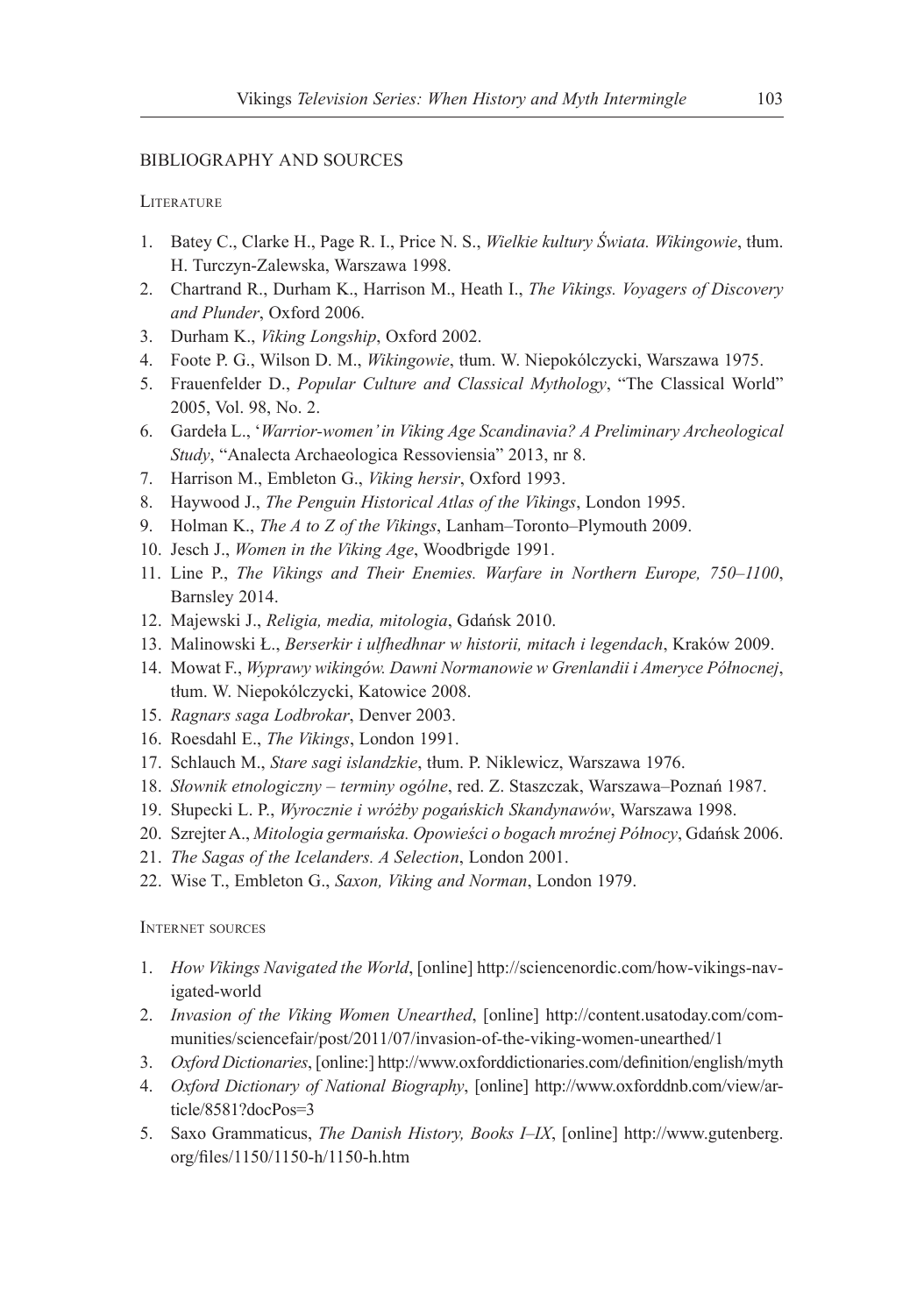## BIBLIOGRAPHY AND SOURCES

### Literature

1. Batey C., Clarke H., Page R. I., Price N. S., *Wielkie kultury Świata. Wikingowie*, tłum. H. Turczyn-Zalewska, Warszawa 1998.
2. Chartrand R., Durham K., Harrison M., Heath I., *The Vikings. Voyagers of Discovery and Plunder*, Oxford 2006.
3. Durham K., *Viking Longship*, Oxford 2002.
4. Foote P. G., Wilson D. M., *Wikingowie*, tłum. W. Niepokólczycki, Warszawa 1975.
5. Frauenfelder D., *Popular Culture and Classical Mythology*, "The Classical World" 2005, Vol. 98, No. 2.
6. Gardeła L., '*Warrior-women' in Viking Age Scandinavia? A Preliminary Archeological Study*, "Analecta Archaeologica Ressoviensia" 2013, nr 8.
7. Harrison M., Embleton G., *Viking hersir*, Oxford 1993.
8. Haywood J., *The Penguin Historical Atlas of the Vikings*, London 1995.
9. Holman K., *The A to Z of the Vikings*, Lanham–Toronto–Plymouth 2009.
10. Jesch J., *Women in the Viking Age*, Woodbrigde 1991.
11. Line P., *The Vikings and Their Enemies. Warfare in Northern Europe, 750–1100*, Barnsley 2014.
12. Majewski J., *Religia, media, mitologia*, Gdańsk 2010.
13. Malinowski Ł., *Berserkir i ulfhedhnar w historii, mitach i legendach*, Kraków 2009.
14. Mowat F., *Wyprawy wikingów. Dawni Normanowie w Grenlandii i Ameryce Północnej*, tłum. W. Niepokólczycki, Katowice 2008.
15. *Ragnars saga Lodbrokar*, Denver 2003.
16. Roesdahl E., *The Vikings*, London 1991.
17. Schlauch M., *Stare sagi islandzkie*, tłum. P. Niklewicz, Warszawa 1976.
18. *Słownik etnologiczny – terminy ogólne*, red. Z. Staszczak, Warszawa–Poznań 1987.
19. Słupecki L. P., *Wyrocznie i wróżby pogańskich Skandynawów*, Warszawa 1998.
20. Szrejter A., *Mitologia germańska. Opowieści o bogach mroźnej Północy*, Gdańsk 2006.
21. *The Sagas of the Icelanders. A Selection*, London 2001.
22. Wise T., Embleton G., *Saxon, Viking and Norman*, London 1979.

### Internet sources

1. *How Vikings Navigated the World*, [online] http://sciencenordic.com/how-vikings-navigated-world
2. *Invasion of the Viking Women Unearthed*, [online] http://content.usatoday.com/communities/sciencefair/post/2011/07/invasion-of-the-viking-women-unearthed/1
3. *Oxford Dictionaries*, [online:] http://www.oxforddictionaries.com/definition/english/myth
4. *Oxford Dictionary of National Biography*, [online] http://www.oxforddnb.com/view/article/8581?docPos=3
5. Saxo Grammaticus, *The Danish History, Books I–IX*, [online] http://www.gutenberg.org/files/1150/1150-h/1150-h.htm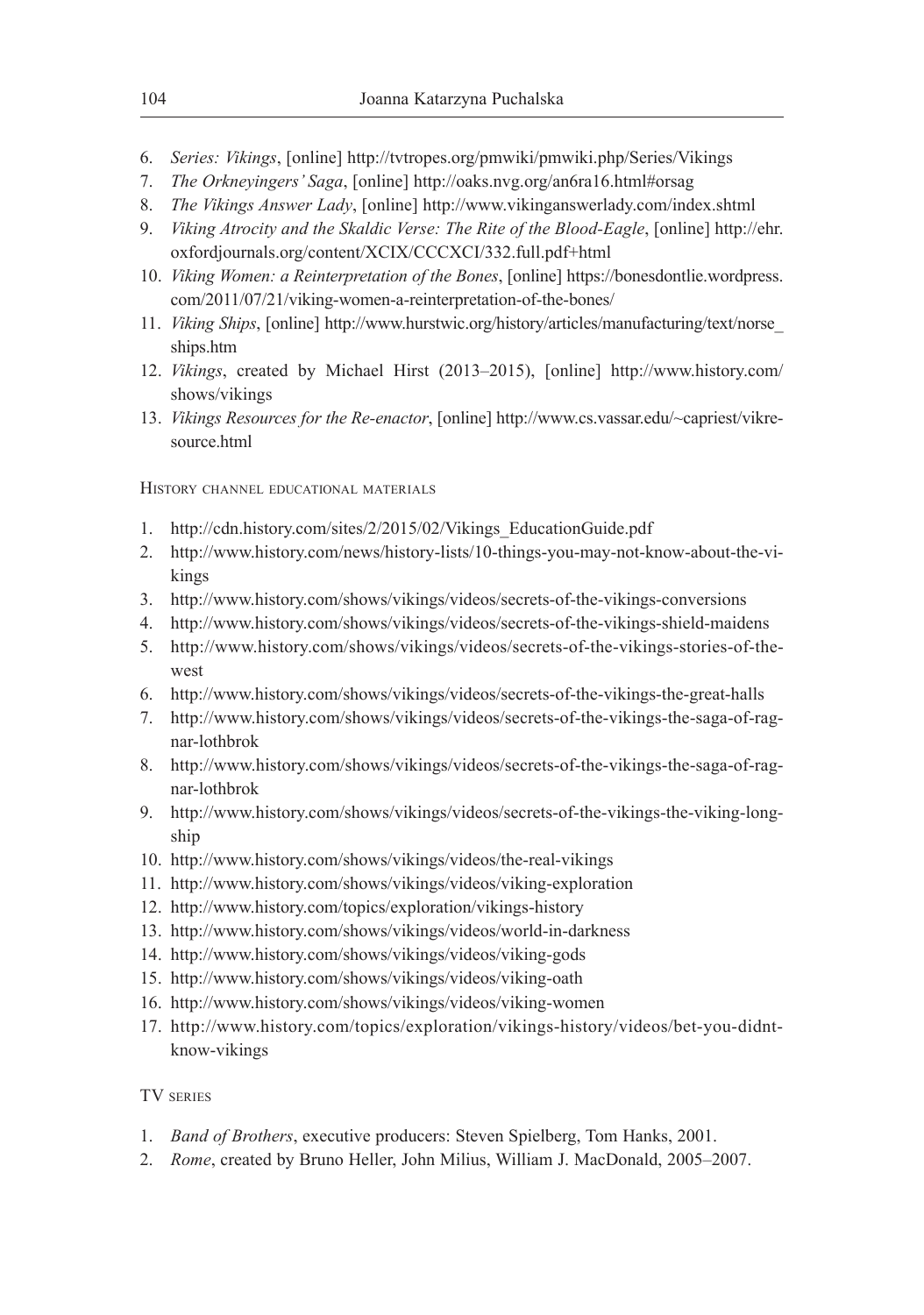6. *Series: Vikings*, [online] http://tvtropes.org/pmwiki/pmwiki.php/Series/Vikings
7. *The Orkneyingers' Saga*, [online] http://oaks.nvg.org/an6ra16.html#orsag
8. *The Vikings Answer Lady*, [online] http://www.vikinganswerlady.com/index.shtml
9. *Viking Atrocity and the Skaldic Verse: The Rite of the Blood-Eagle*, [online] http://ehr.oxfordjournals.org/content/XCIX/CCCXCI/332.full.pdf+html
10. *Viking Women: a Reinterpretation of the Bones*, [online] https://bonesdontlie.wordpress.com/2011/07/21/viking-women-a-reinterpretation-of-the-bones/
11. *Viking Ships*, [online] http://www.hurstwic.org/history/articles/manufacturing/text/norse_ships.htm
12. *Vikings*, created by Michael Hirst (2013–2015), [online] http://www.history.com/shows/vikings
13. *Vikings Resources for the Re-enactor*, [online] http://www.cs.vassar.edu/~capriest/vikresource.html

History channel educational materials

1. http://cdn.history.com/sites/2/2015/02/Vikings_EducationGuide.pdf
2. http://www.history.com/news/history-lists/10-things-you-may-not-know-about-the-vikings
3. http://www.history.com/shows/vikings/videos/secrets-of-the-vikings-conversions
4. http://www.history.com/shows/vikings/videos/secrets-of-the-vikings-shield-maidens
5. http://www.history.com/shows/vikings/videos/secrets-of-the-vikings-stories-of-the-west
6. http://www.history.com/shows/vikings/videos/secrets-of-the-vikings-the-great-halls
7. http://www.history.com/shows/vikings/videos/secrets-of-the-vikings-the-saga-of-ragnar-lothbrok
8. http://www.history.com/shows/vikings/videos/secrets-of-the-vikings-the-saga-of-ragnar-lothbrok
9. http://www.history.com/shows/vikings/videos/secrets-of-the-vikings-the-viking-longship
10. http://www.history.com/shows/vikings/videos/the-real-vikings
11. http://www.history.com/shows/vikings/videos/viking-exploration
12. http://www.history.com/topics/exploration/vikings-history
13. http://www.history.com/shows/vikings/videos/world-in-darkness
14. http://www.history.com/shows/vikings/videos/viking-gods
15. http://www.history.com/shows/vikings/videos/viking-oath
16. http://www.history.com/shows/vikings/videos/viking-women
17. http://www.history.com/topics/exploration/vikings-history/videos/bet-you-didnt-know-vikings

TV series

1. *Band of Brothers*, executive producers: Steven Spielberg, Tom Hanks, 2001.
2. *Rome*, created by Bruno Heller, John Milius, William J. MacDonald, 2005–2007.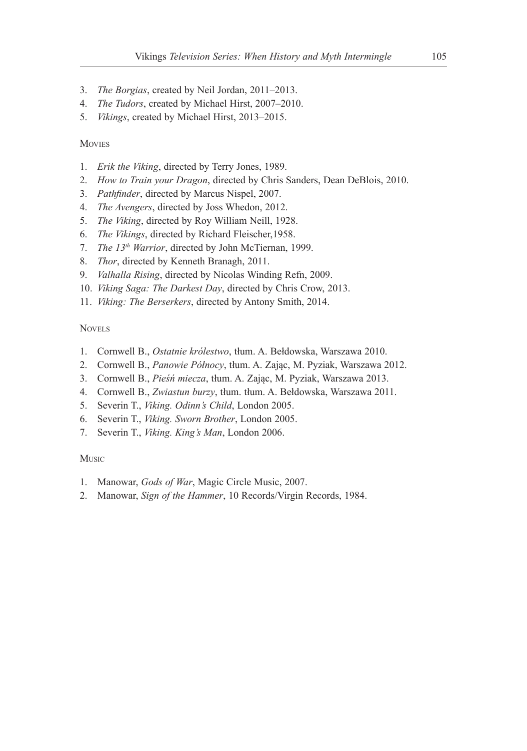3. *The Borgias*, created by Neil Jordan, 2011–2013.
4. *The Tudors*, created by Michael Hirst, 2007–2010.
5. *Vikings*, created by Michael Hirst, 2013–2015.

### Movies

1. *Erik the Viking*, directed by Terry Jones, 1989.
2. *How to Train your Dragon*, directed by Chris Sanders, Dean DeBlois, 2010.
3. *Pathfinder*, directed by Marcus Nispel, 2007.
4. *The Avengers*, directed by Joss Whedon, 2012.
5. *The Viking*, directed by Roy William Neill, 1928.
6. *The Vikings*, directed by Richard Fleischer,1958.
7. *The 13th Warrior*, directed by John McTiernan, 1999.
8. *Thor*, directed by Kenneth Branagh, 2011.
9. *Valhalla Rising*, directed by Nicolas Winding Refn, 2009.
10. *Viking Saga: The Darkest Day*, directed by Chris Crow, 2013.
11. *Viking: The Berserkers*, directed by Antony Smith, 2014.

### Novels

1. Cornwell B., *Ostatnie królestwo*, tłum. A. Bełdowska, Warszawa 2010.
2. Cornwell B., *Panowie Północy*, tłum. A. Zając, M. Pyziak, Warszawa 2012.
3. Cornwell B., *Pieśń miecza*, tłum. A. Zając, M. Pyziak, Warszawa 2013.
4. Cornwell B., *Zwiastun burzy*, tłum. tłum. A. Bełdowska, Warszawa 2011.
5. Severin T., *Viking. Odinn's Child*, London 2005.
6. Severin T., *Viking. Sworn Brother*, London 2005.
7. Severin T., *Viking. King's Man*, London 2006.

### Music

1. Manowar, *Gods of War*, Magic Circle Music, 2007.
2. Manowar, *Sign of the Hammer*, 10 Records/Virgin Records, 1984.